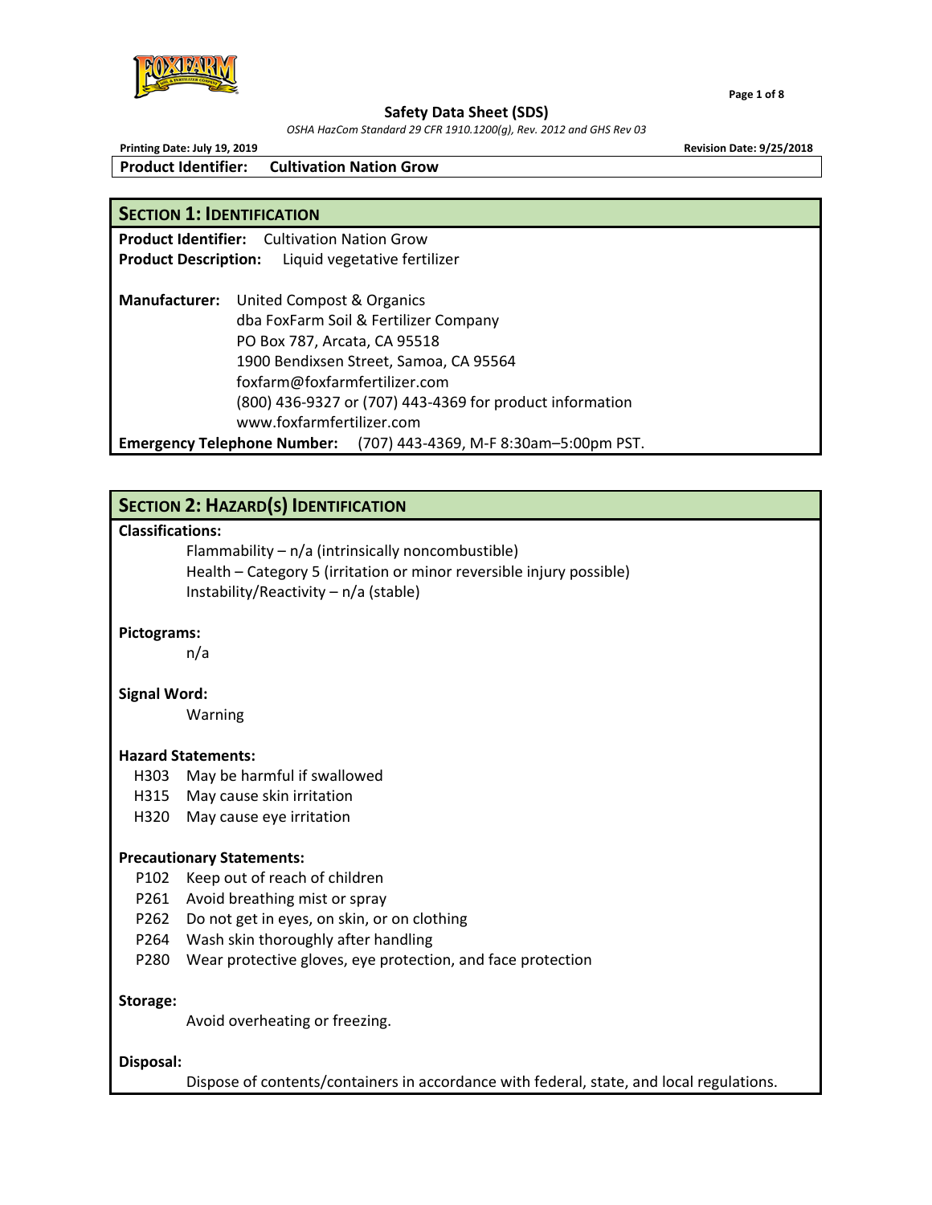# Safety Data Sheet (SDS)

*OSHA HazCom Standard 29 CFR 1910.1200(g), Rev. 2012 and GHS Rev 03*

**Printing Date: July 19, 2019** **Revision Date: 9/25/2018**

**Product Identifier: Cultivation Nation Grow**

## SECTION 1: IDENTIFICATION

**Product Identifier:** Cultivation Nation Grow
**Product Description:** Liquid vegetative fertilizer

**Manufacturer:** United Compost & Organics
dba FoxFarm Soil & Fertilizer Company
PO Box 787, Arcata, CA 95518
1900 Bendixsen Street, Samoa, CA 95564
foxfarm@foxfarmfertilizer.com
(800) 436-9327 or (707) 443-4369 for product information
www.foxfarmfertilizer.com

**Emergency Telephone Number:** (707) 443-4369, M-F 8:30am–5:00pm PST.

## SECTION 2: HAZARD(S) IDENTIFICATION

**Classifications:**

Flammability – n/a (intrinsically noncombustible)
Health – Category 5 (irritation or minor reversible injury possible)
Instability/Reactivity – n/a (stable)

**Pictograms:**

n/a

**Signal Word:**

Warning

**Hazard Statements:**

- H303 May be harmful if swallowed
- H315 May cause skin irritation
- H320 May cause eye irritation

**Precautionary Statements:**

- P102 Keep out of reach of children
- P261 Avoid breathing mist or spray
- P262 Do not get in eyes, on skin, or on clothing
- P264 Wash skin thoroughly after handling
- P280 Wear protective gloves, eye protection, and face protection

**Storage:**

Avoid overheating or freezing.

**Disposal:**

Dispose of contents/containers in accordance with federal, state, and local regulations.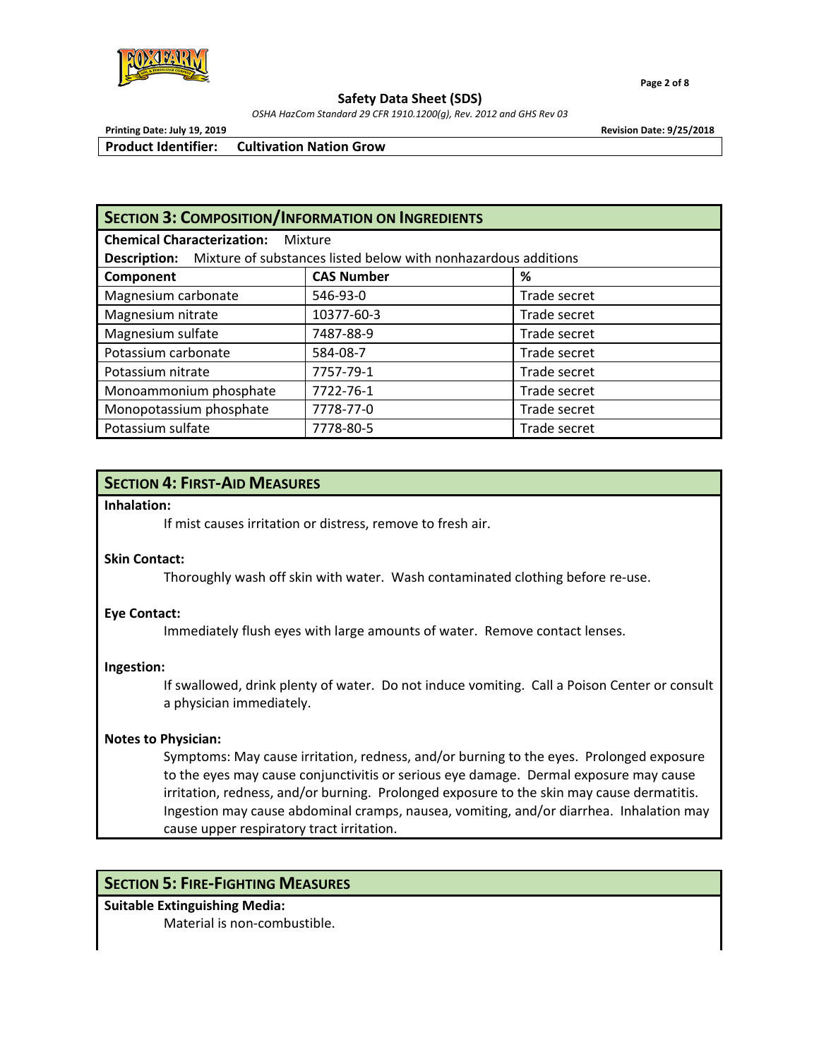**Product Identifier: Cultivation Nation Grow**

## Section 3: Composition/Information on Ingredients

**Chemical Characterization:** Mixture

**Description:** Mixture of substances listed below with nonhazardous additions

| Component | CAS Number | % |
|---|---|---|
| Magnesium carbonate | 546-93-0 | Trade secret |
| Magnesium nitrate | 10377-60-3 | Trade secret |
| Magnesium sulfate | 7487-88-9 | Trade secret |
| Potassium carbonate | 584-08-7 | Trade secret |
| Potassium nitrate | 7757-79-1 | Trade secret |
| Monoammonium phosphate | 7722-76-1 | Trade secret |
| Monopotassium phosphate | 7778-77-0 | Trade secret |
| Potassium sulfate | 7778-80-5 | Trade secret |

## Section 4: First-Aid Measures

**Inhalation:**

If mist causes irritation or distress, remove to fresh air.

**Skin Contact:**

Thoroughly wash off skin with water. Wash contaminated clothing before re-use.

**Eye Contact:**

Immediately flush eyes with large amounts of water. Remove contact lenses.

**Ingestion:**

If swallowed, drink plenty of water. Do not induce vomiting. Call a Poison Center or consult a physician immediately.

**Notes to Physician:**

Symptoms: May cause irritation, redness, and/or burning to the eyes. Prolonged exposure to the eyes may cause conjunctivitis or serious eye damage. Dermal exposure may cause irritation, redness, and/or burning. Prolonged exposure to the skin may cause dermatitis. Ingestion may cause abdominal cramps, nausea, vomiting, and/or diarrhea. Inhalation may cause upper respiratory tract irritation.

## Section 5: Fire-Fighting Measures

**Suitable Extinguishing Media:**

Material is non-combustible.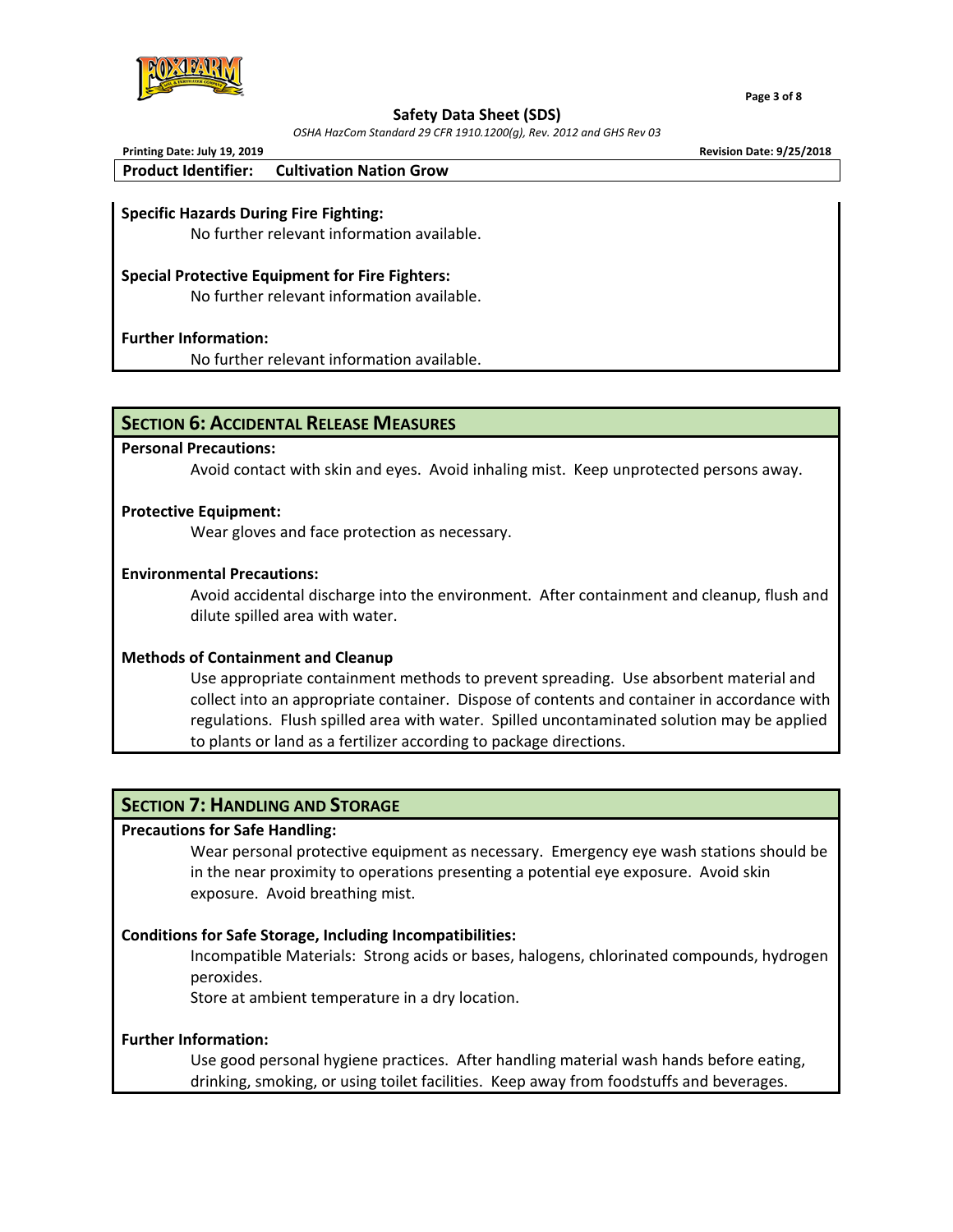**Specific Hazards During Fire Fighting:**

No further relevant information available.

**Special Protective Equipment for Fire Fighters:**

No further relevant information available.

**Further Information:**

No further relevant information available.

## Section 6: Accidental Release Measures

**Personal Precautions:**

Avoid contact with skin and eyes. Avoid inhaling mist. Keep unprotected persons away.

**Protective Equipment:**

Wear gloves and face protection as necessary.

**Environmental Precautions:**

Avoid accidental discharge into the environment. After containment and cleanup, flush and dilute spilled area with water.

**Methods of Containment and Cleanup**

Use appropriate containment methods to prevent spreading. Use absorbent material and collect into an appropriate container. Dispose of contents and container in accordance with regulations. Flush spilled area with water. Spilled uncontaminated solution may be applied to plants or land as a fertilizer according to package directions.

## Section 7: Handling and Storage

**Precautions for Safe Handling:**

Wear personal protective equipment as necessary. Emergency eye wash stations should be in the near proximity to operations presenting a potential eye exposure. Avoid skin exposure. Avoid breathing mist.

**Conditions for Safe Storage, Including Incompatibilities:**

Incompatible Materials: Strong acids or bases, halogens, chlorinated compounds, hydrogen peroxides.

Store at ambient temperature in a dry location.

**Further Information:**

Use good personal hygiene practices. After handling material wash hands before eating, drinking, smoking, or using toilet facilities. Keep away from foodstuffs and beverages.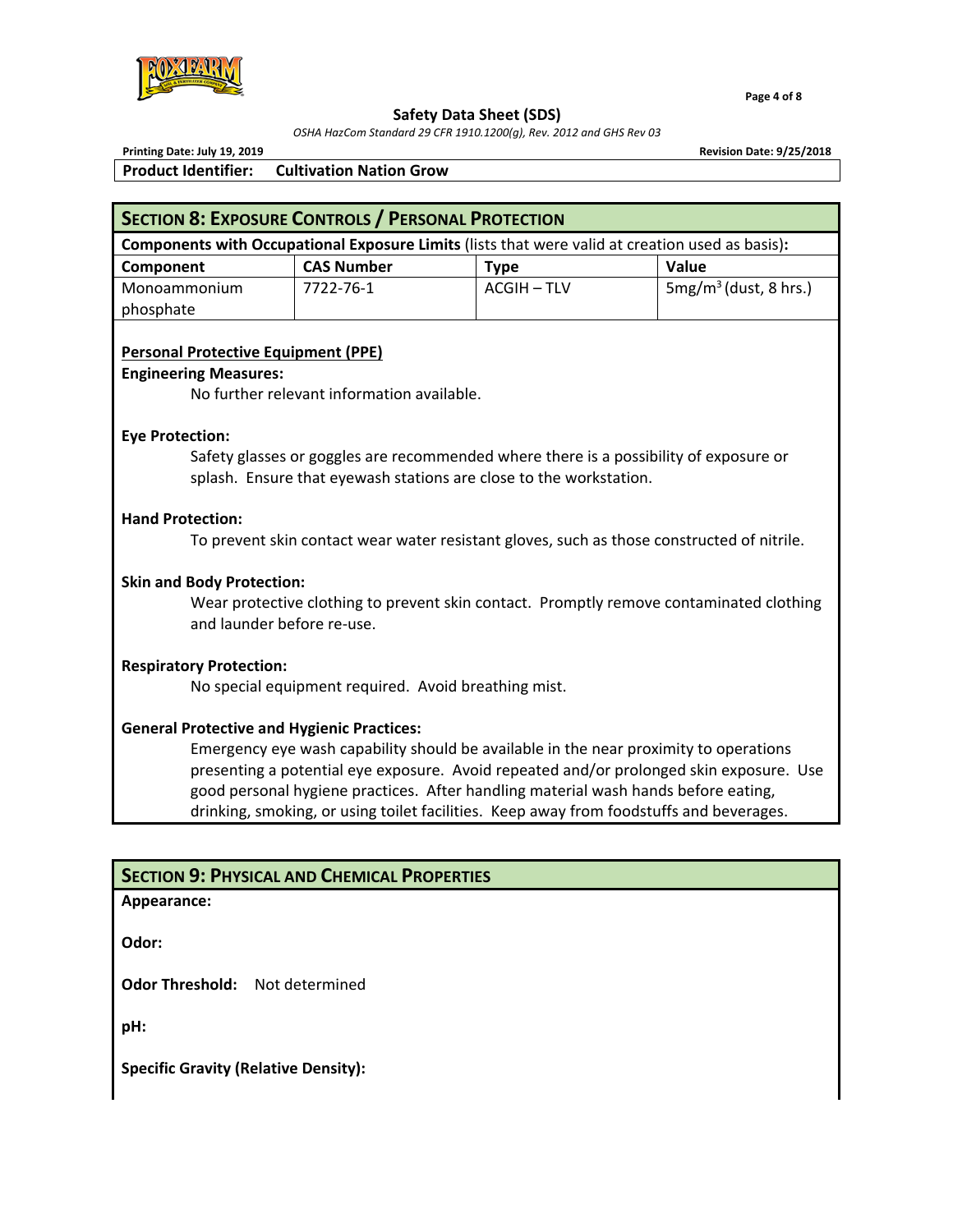**Safety Data Sheet (SDS)**

*OSHA HazCom Standard 29 CFR 1910.1200(g), Rev. 2012 and GHS Rev 03*

**Printing Date: July 19, 2019** **Revision Date: 9/25/2018**

**Product Identifier: Cultivation Nation Grow**

## SECTION 8: EXPOSURE CONTROLS / PERSONAL PROTECTION

**Components with Occupational Exposure Limits** (lists that were valid at creation used as basis)**:**

| Component | CAS Number | Type | Value |
|---|---|---|---|
| Monoammonium phosphate | 7722-76-1 | ACGIH – TLV | 5mg/m$^3$ (dust, 8 hrs.) |

**Personal Protective Equipment (PPE)**

**Engineering Measures:**

No further relevant information available.

**Eye Protection:**

Safety glasses or goggles are recommended where there is a possibility of exposure or splash. Ensure that eyewash stations are close to the workstation.

**Hand Protection:**

To prevent skin contact wear water resistant gloves, such as those constructed of nitrile.

**Skin and Body Protection:**

Wear protective clothing to prevent skin contact. Promptly remove contaminated clothing and launder before re-use.

**Respiratory Protection:**

No special equipment required. Avoid breathing mist.

**General Protective and Hygienic Practices:**

Emergency eye wash capability should be available in the near proximity to operations presenting a potential eye exposure. Avoid repeated and/or prolonged skin exposure. Use good personal hygiene practices. After handling material wash hands before eating, drinking, smoking, or using toilet facilities. Keep away from foodstuffs and beverages.

## SECTION 9: PHYSICAL AND CHEMICAL PROPERTIES

**Appearance:**

**Odor:**

**Odor Threshold:** Not determined

**pH:**

**Specific Gravity (Relative Density):**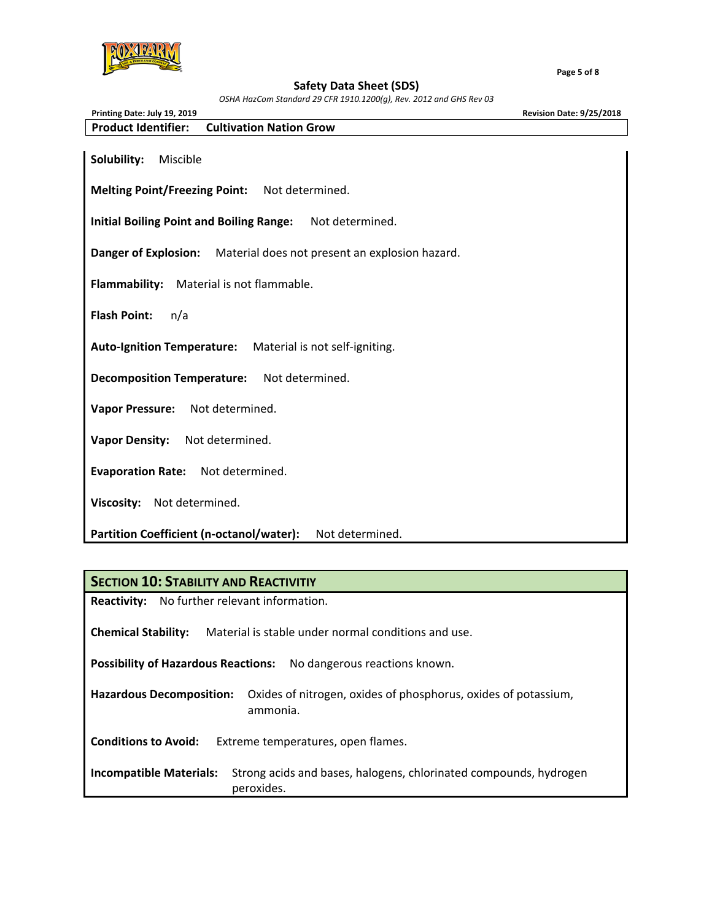**Solubility:** Miscible

**Melting Point/Freezing Point:** Not determined.

**Initial Boiling Point and Boiling Range:** Not determined.

**Danger of Explosion:** Material does not present an explosion hazard.

**Flammability:** Material is not flammable.

**Flash Point:** n/a

**Auto-Ignition Temperature:** Material is not self-igniting.

**Decomposition Temperature:** Not determined.

**Vapor Pressure:** Not determined.

**Vapor Density:** Not determined.

**Evaporation Rate:** Not determined.

**Viscosity:** Not determined.

**Partition Coefficient (n-octanol/water):** Not determined.

## SECTION 10: STABILITY AND REACTIVITIY

**Reactivity:** No further relevant information.

**Chemical Stability:** Material is stable under normal conditions and use.

**Possibility of Hazardous Reactions:** No dangerous reactions known.

**Hazardous Decomposition:** Oxides of nitrogen, oxides of phosphorus, oxides of potassium, ammonia.

**Conditions to Avoid:** Extreme temperatures, open flames.

**Incompatible Materials:** Strong acids and bases, halogens, chlorinated compounds, hydrogen peroxides.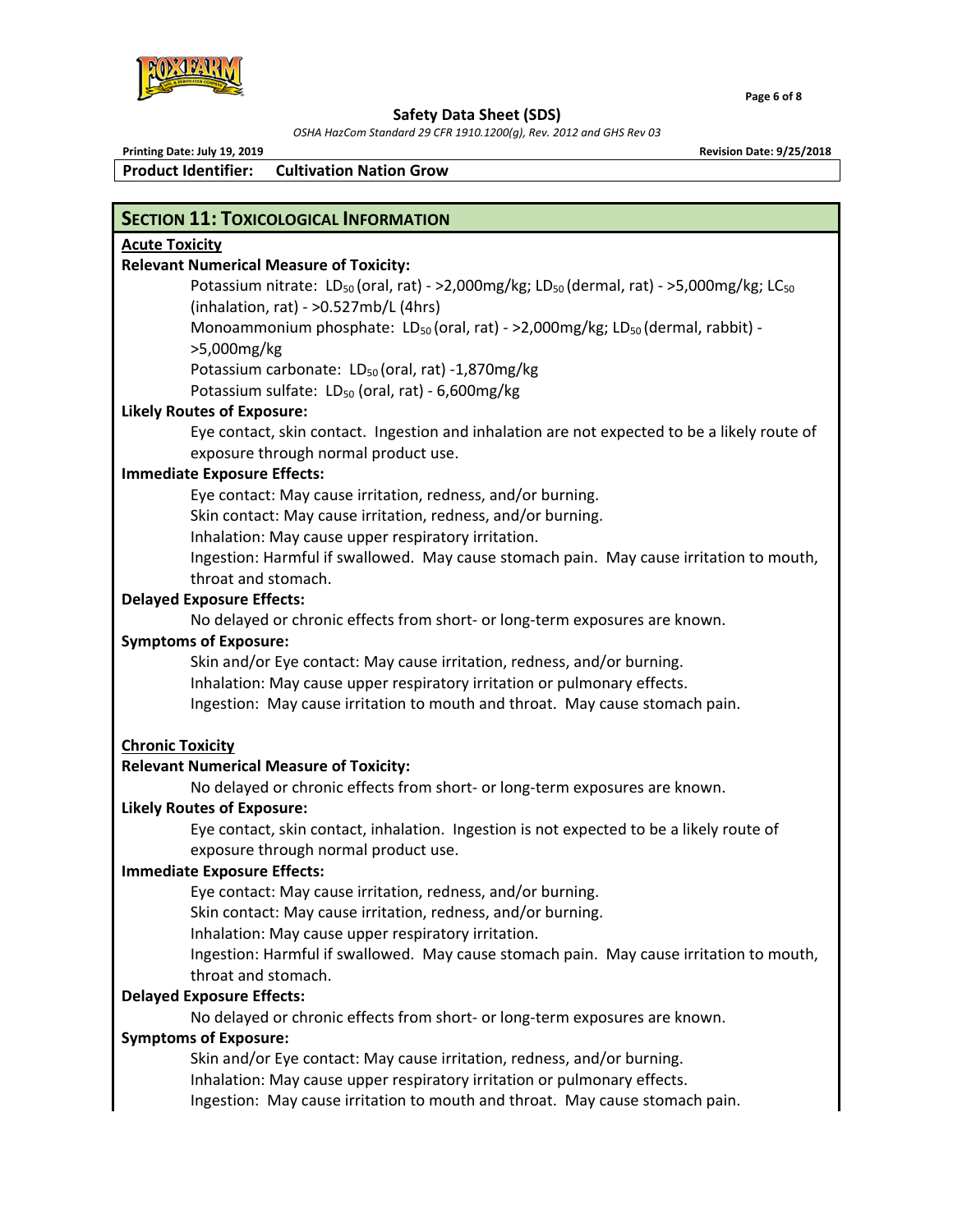**Product Identifier: Cultivation Nation Grow**

## SECTION 11: TOXICOLOGICAL INFORMATION

**Acute Toxicity**

**Relevant Numerical Measure of Toxicity:**

Potassium nitrate: $LD_{50}$ (oral, rat) - >2,000mg/kg; $LD_{50}$ (dermal, rat) - >5,000mg/kg; $LC_{50}$ (inhalation, rat) - >0.527mb/L (4hrs)

Monoammonium phosphate: $LD_{50}$ (oral, rat) - >2,000mg/kg; $LD_{50}$ (dermal, rabbit) - >5,000mg/kg

Potassium carbonate: $LD_{50}$ (oral, rat) -1,870mg/kg

Potassium sulfate: $LD_{50}$ (oral, rat) - 6,600mg/kg

**Likely Routes of Exposure:**

Eye contact, skin contact. Ingestion and inhalation are not expected to be a likely route of exposure through normal product use.

**Immediate Exposure Effects:**

Eye contact: May cause irritation, redness, and/or burning.
Skin contact: May cause irritation, redness, and/or burning.
Inhalation: May cause upper respiratory irritation.
Ingestion: Harmful if swallowed. May cause stomach pain. May cause irritation to mouth, throat and stomach.

**Delayed Exposure Effects:**

No delayed or chronic effects from short- or long-term exposures are known.

**Symptoms of Exposure:**

Skin and/or Eye contact: May cause irritation, redness, and/or burning.
Inhalation: May cause upper respiratory irritation or pulmonary effects.
Ingestion: May cause irritation to mouth and throat. May cause stomach pain.

**Chronic Toxicity**

**Relevant Numerical Measure of Toxicity:**

No delayed or chronic effects from short- or long-term exposures are known.

**Likely Routes of Exposure:**

Eye contact, skin contact, inhalation. Ingestion is not expected to be a likely route of exposure through normal product use.

**Immediate Exposure Effects:**

Eye contact: May cause irritation, redness, and/or burning.
Skin contact: May cause irritation, redness, and/or burning.
Inhalation: May cause upper respiratory irritation.
Ingestion: Harmful if swallowed. May cause stomach pain. May cause irritation to mouth, throat and stomach.

**Delayed Exposure Effects:**

No delayed or chronic effects from short- or long-term exposures are known.

**Symptoms of Exposure:**

Skin and/or Eye contact: May cause irritation, redness, and/or burning.
Inhalation: May cause upper respiratory irritation or pulmonary effects.
Ingestion: May cause irritation to mouth and throat. May cause stomach pain.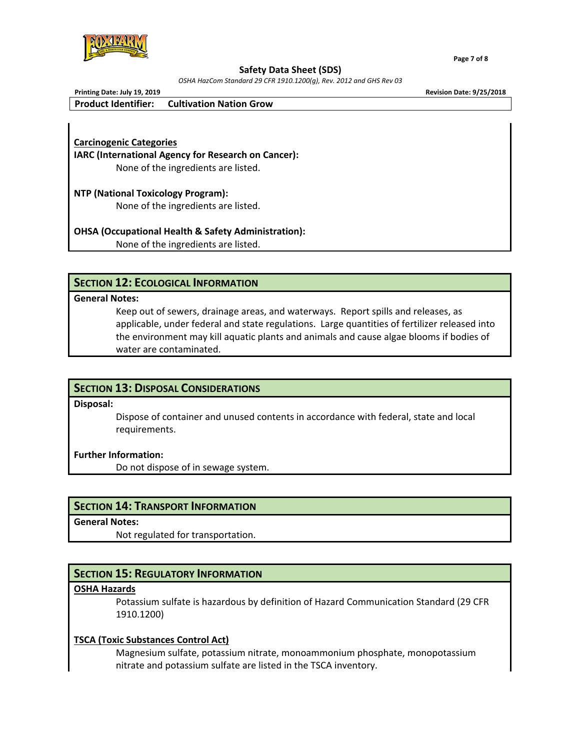**Carcinogenic Categories**

**IARC (International Agency for Research on Cancer):**

None of the ingredients are listed.

**NTP (National Toxicology Program):**

None of the ingredients are listed.

**OHSA (Occupational Health & Safety Administration):**

None of the ingredients are listed.

## SECTION 12: ECOLOGICAL INFORMATION

**General Notes:**

Keep out of sewers, drainage areas, and waterways. Report spills and releases, as applicable, under federal and state regulations. Large quantities of fertilizer released into the environment may kill aquatic plants and animals and cause algae blooms if bodies of water are contaminated.

## SECTION 13: DISPOSAL CONSIDERATIONS

**Disposal:**

Dispose of container and unused contents in accordance with federal, state and local requirements.

**Further Information:**

Do not dispose of in sewage system.

## SECTION 14: TRANSPORT INFORMATION

**General Notes:**

Not regulated for transportation.

## SECTION 15: REGULATORY INFORMATION

**OSHA Hazards**

Potassium sulfate is hazardous by definition of Hazard Communication Standard (29 CFR 1910.1200)

**TSCA (Toxic Substances Control Act)**

Magnesium sulfate, potassium nitrate, monoammonium phosphate, monopotassium nitrate and potassium sulfate are listed in the TSCA inventory.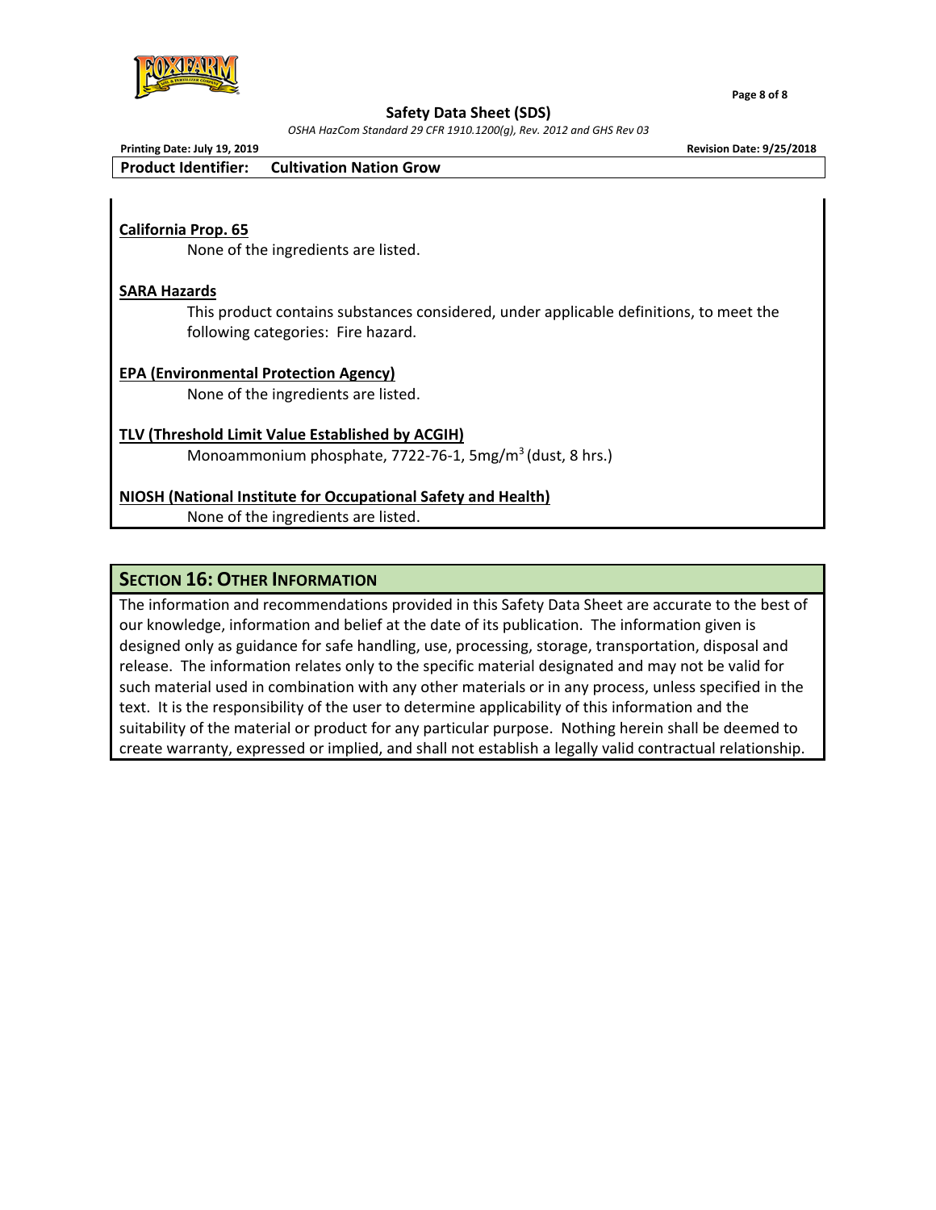**California Prop. 65**

None of the ingredients are listed.

**SARA Hazards**

This product contains substances considered, under applicable definitions, to meet the following categories: Fire hazard.

**EPA (Environmental Protection Agency)**

None of the ingredients are listed.

**TLV (Threshold Limit Value Established by ACGIH)**

Monoammonium phosphate, 7722-76-1, 5mg/$m^3$ (dust, 8 hrs.)

**NIOSH (National Institute for Occupational Safety and Health)**

None of the ingredients are listed.

## SECTION 16: OTHER INFORMATION

The information and recommendations provided in this Safety Data Sheet are accurate to the best of our knowledge, information and belief at the date of its publication. The information given is designed only as guidance for safe handling, use, processing, storage, transportation, disposal and release. The information relates only to the specific material designated and may not be valid for such material used in combination with any other materials or in any process, unless specified in the text. It is the responsibility of the user to determine applicability of this information and the suitability of the material or product for any particular purpose. Nothing herein shall be deemed to create warranty, expressed or implied, and shall not establish a legally valid contractual relationship.